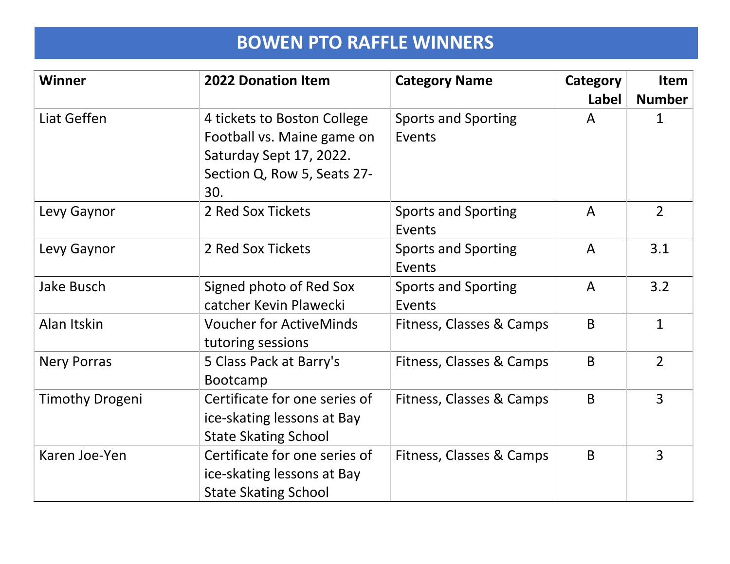# BOWEN PTO RAFFLE WINNERS

| Winner | 2022 Donation Item | Category Name | Category Label | Item Number |
|---|---|---|---|---|
| Liat Geffen | 4 tickets to Boston College Football vs. Maine game on Saturday Sept 17, 2022. Section Q, Row 5, Seats 27-30. | Sports and Sporting Events | A | 1 |
| Levy Gaynor | 2 Red Sox Tickets | Sports and Sporting Events | A | 2 |
| Levy Gaynor | 2 Red Sox Tickets | Sports and Sporting Events | A | 3.1 |
| Jake Busch | Signed photo of Red Sox catcher Kevin Plawecki | Sports and Sporting Events | A | 3.2 |
| Alan Itskin | Voucher for ActiveMinds tutoring sessions | Fitness, Classes & Camps | B | 1 |
| Nery Porras | 5 Class Pack at Barry's Bootcamp | Fitness, Classes & Camps | B | 2 |
| Timothy Drogeni | Certificate for one series of ice-skating lessons at Bay State Skating School | Fitness, Classes & Camps | B | 3 |
| Karen Joe-Yen | Certificate for one series of ice-skating lessons at Bay State Skating School | Fitness, Classes & Camps | B | 3 |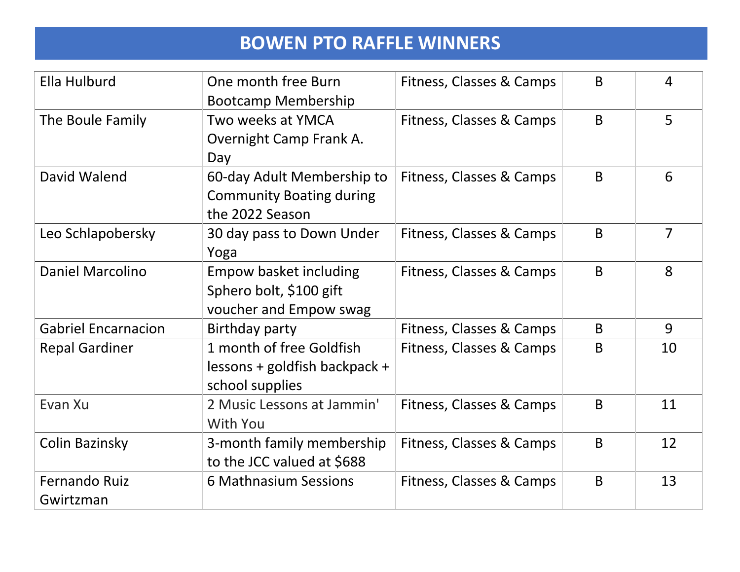# BOWEN PTO RAFFLE WINNERS

| | | | | |
|---|---|---|---|---|
| Ella Hulburd | One month free Burn Bootcamp Membership | Fitness, Classes & Camps | B | 4 |
| The Boule Family | Two weeks at YMCA Overnight Camp Frank A. Day | Fitness, Classes & Camps | B | 5 |
| David Walend | 60-day Adult Membership to Community Boating during the 2022 Season | Fitness, Classes & Camps | B | 6 |
| Leo Schlapobersky | 30 day pass to Down Under Yoga | Fitness, Classes & Camps | B | 7 |
| Daniel Marcolino | Empow basket including Sphero bolt, $100 gift voucher and Empow swag | Fitness, Classes & Camps | B | 8 |
| Gabriel Encarnacion | Birthday party | Fitness, Classes & Camps | B | 9 |
| Repal Gardiner | 1 month of free Goldfish lessons + goldfish backpack + school supplies | Fitness, Classes & Camps | B | 10 |
| Evan Xu | 2 Music Lessons at Jammin' With You | Fitness, Classes & Camps | B | 11 |
| Colin Bazinsky | 3-month family membership to the JCC valued at $688 | Fitness, Classes & Camps | B | 12 |
| Fernando Ruiz Gwirtzman | 6 Mathnasium Sessions | Fitness, Classes & Camps | B | 13 |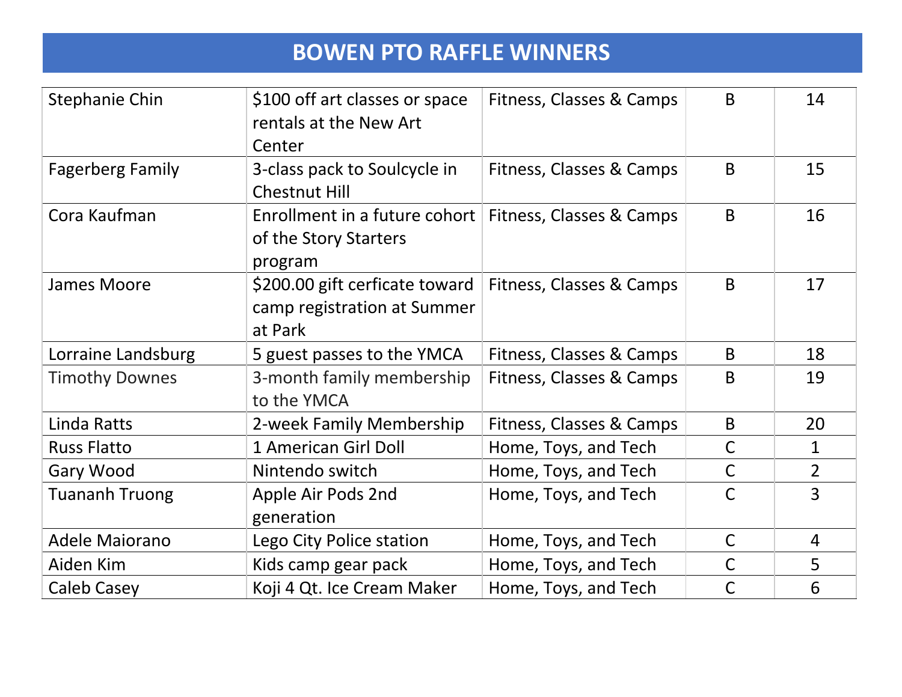# BOWEN PTO RAFFLE WINNERS

| | | | | |
|---|---|---|---|---|
| Stephanie Chin | $100 off art classes or space rentals at the New Art Center | Fitness, Classes & Camps | B | 14 |
| Fagerberg Family | 3-class pack to Soulcycle in Chestnut Hill | Fitness, Classes & Camps | B | 15 |
| Cora Kaufman | Enrollment in a future cohort of the Story Starters program | Fitness, Classes & Camps | B | 16 |
| James Moore | $200.00 gift cerficate toward camp registration at Summer at Park | Fitness, Classes & Camps | B | 17 |
| Lorraine Landsburg | 5 guest passes to the YMCA | Fitness, Classes & Camps | B | 18 |
| Timothy Downes | 3-month family membership to the YMCA | Fitness, Classes & Camps | B | 19 |
| Linda Ratts | 2-week Family Membership | Fitness, Classes & Camps | B | 20 |
| Russ Flatto | 1 American Girl Doll | Home, Toys, and Tech | C | 1 |
| Gary Wood | Nintendo switch | Home, Toys, and Tech | C | 2 |
| Tuananh Truong | Apple Air Pods 2nd generation | Home, Toys, and Tech | C | 3 |
| Adele Maiorano | Lego City Police station | Home, Toys, and Tech | C | 4 |
| Aiden Kim | Kids camp gear pack | Home, Toys, and Tech | C | 5 |
| Caleb Casey | Koji 4 Qt. Ice Cream Maker | Home, Toys, and Tech | C | 6 |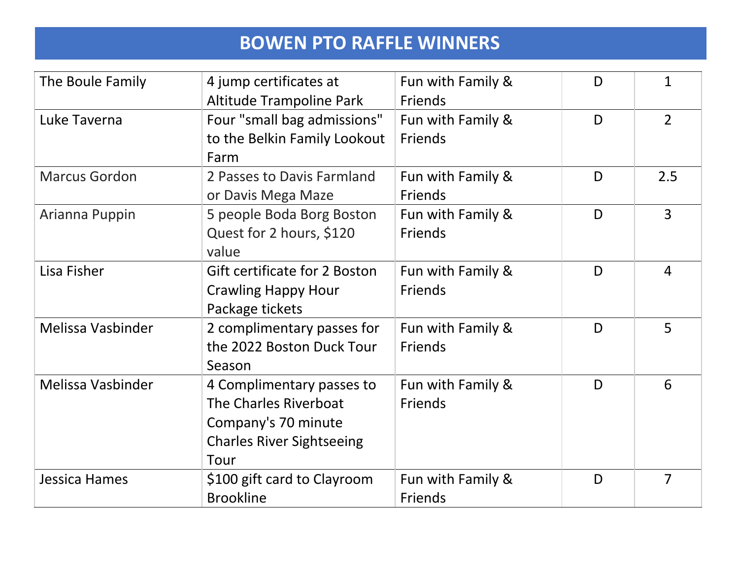# BOWEN PTO RAFFLE WINNERS

| | | | | |
|---|---|---|---|---|
| The Boule Family | 4 jump certificates at Altitude Trampoline Park | Fun with Family & Friends | D | 1 |
| Luke Taverna | Four "small bag admissions" to the Belkin Family Lookout Farm | Fun with Family & Friends | D | 2 |
| Marcus Gordon | 2 Passes to Davis Farmland or Davis Mega Maze | Fun with Family & Friends | D | 2.5 |
| Arianna Puppin | 5 people Boda Borg Boston Quest for 2 hours, $120 value | Fun with Family & Friends | D | 3 |
| Lisa Fisher | Gift certificate for 2 Boston Crawling Happy Hour Package tickets | Fun with Family & Friends | D | 4 |
| Melissa Vasbinder | 2 complimentary passes for the 2022 Boston Duck Tour Season | Fun with Family & Friends | D | 5 |
| Melissa Vasbinder | 4 Complimentary passes to The Charles Riverboat Company's 70 minute Charles River Sightseeing Tour | Fun with Family & Friends | D | 6 |
| Jessica Hames | $100 gift card to Clayroom Brookline | Fun with Family & Friends | D | 7 |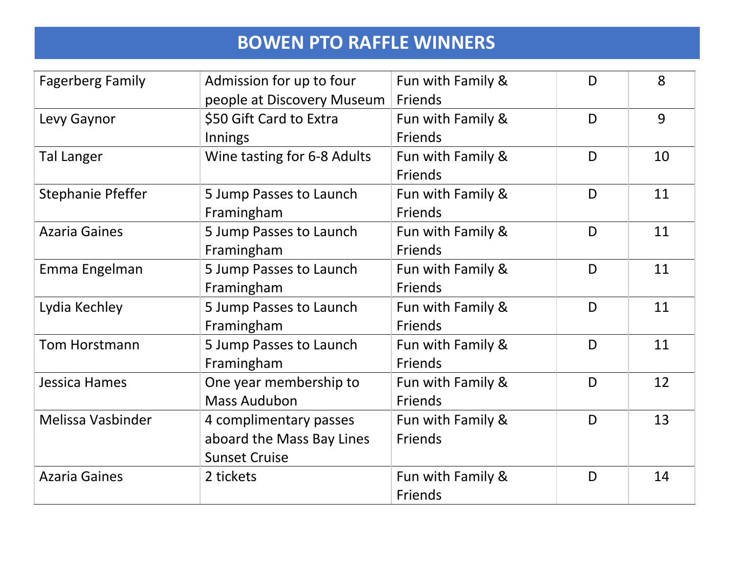# BOWEN PTO RAFFLE WINNERS

| | | | | |
|---|---|---|---|---|
| Fagerberg Family | Admission for up to four people at Discovery Museum | Fun with Family & Friends | D | 8 |
| Levy Gaynor | $50 Gift Card to Extra Innings | Fun with Family & Friends | D | 9 |
| Tal Langer | Wine tasting for 6-8 Adults | Fun with Family & Friends | D | 10 |
| Stephanie Pfeffer | 5 Jump Passes to Launch Framingham | Fun with Family & Friends | D | 11 |
| Azaria Gaines | 5 Jump Passes to Launch Framingham | Fun with Family & Friends | D | 11 |
| Emma Engelman | 5 Jump Passes to Launch Framingham | Fun with Family & Friends | D | 11 |
| Lydia Kechley | 5 Jump Passes to Launch Framingham | Fun with Family & Friends | D | 11 |
| Tom Horstmann | 5 Jump Passes to Launch Framingham | Fun with Family & Friends | D | 11 |
| Jessica Hames | One year membership to Mass Audubon | Fun with Family & Friends | D | 12 |
| Melissa Vasbinder | 4 complimentary passes aboard the Mass Bay Lines Sunset Cruise | Fun with Family & Friends | D | 13 |
| Azaria Gaines | 2 tickets | Fun with Family & Friends | D | 14 |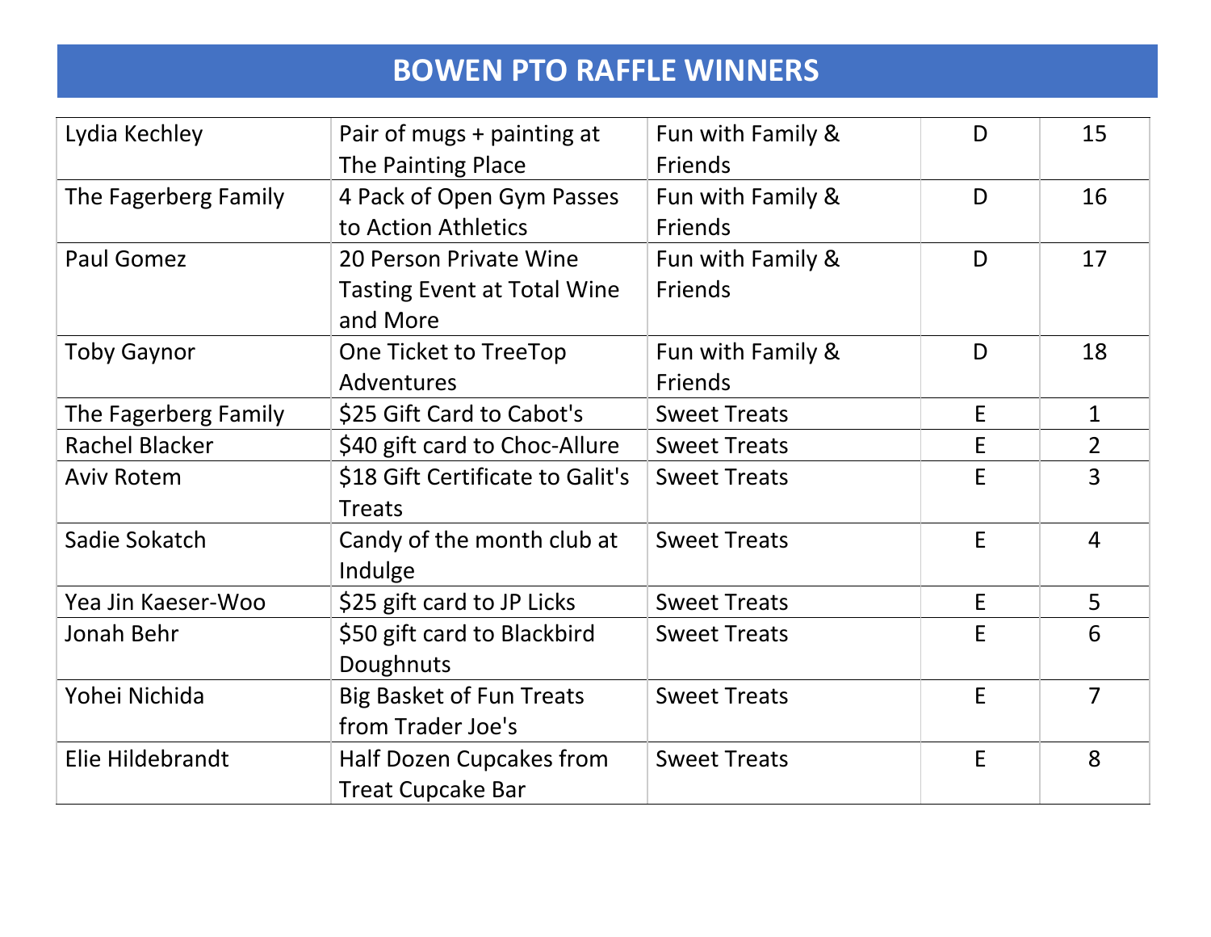# BOWEN PTO RAFFLE WINNERS

| | | | | |
|---|---|---|---|---|
| Lydia Kechley | Pair of mugs + painting at The Painting Place | Fun with Family & Friends | D | 15 |
| The Fagerberg Family | 4 Pack of Open Gym Passes to Action Athletics | Fun with Family & Friends | D | 16 |
| Paul Gomez | 20 Person Private Wine Tasting Event at Total Wine and More | Fun with Family & Friends | D | 17 |
| Toby Gaynor | One Ticket to TreeTop Adventures | Fun with Family & Friends | D | 18 |
| The Fagerberg Family | $25 Gift Card to Cabot's | Sweet Treats | E | 1 |
| Rachel Blacker | $40 gift card to Choc-Allure | Sweet Treats | E | 2 |
| Aviv Rotem | $18 Gift Certificate to Galit's Treats | Sweet Treats | E | 3 |
| Sadie Sokatch | Candy of the month club at Indulge | Sweet Treats | E | 4 |
| Yea Jin Kaeser-Woo | $25 gift card to JP Licks | Sweet Treats | E | 5 |
| Jonah Behr | $50 gift card to Blackbird Doughnuts | Sweet Treats | E | 6 |
| Yohei Nichida | Big Basket of Fun Treats from Trader Joe's | Sweet Treats | E | 7 |
| Elie Hildebrandt | Half Dozen Cupcakes from Treat Cupcake Bar | Sweet Treats | E | 8 |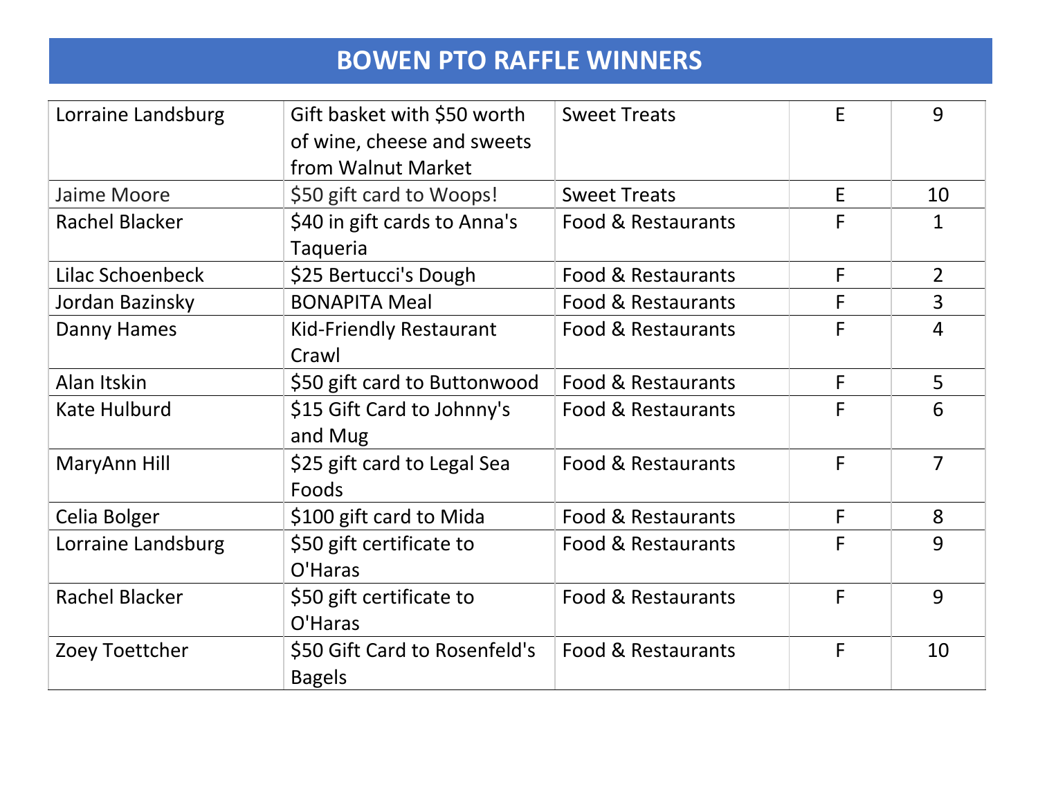# BOWEN PTO RAFFLE WINNERS

| | | | | |
|---|---|---|---|---|
| Lorraine Landsburg | Gift basket with $50 worth of wine, cheese and sweets from Walnut Market | Sweet Treats | E | 9 |
| Jaime Moore | $50 gift card to Woops! | Sweet Treats | E | 10 |
| Rachel Blacker | $40 in gift cards to Anna's Taqueria | Food & Restaurants | F | 1 |
| Lilac Schoenbeck | $25 Bertucci's Dough | Food & Restaurants | F | 2 |
| Jordan Bazinsky | BONAPITA Meal | Food & Restaurants | F | 3 |
| Danny Hames | Kid-Friendly Restaurant Crawl | Food & Restaurants | F | 4 |
| Alan Itskin | $50 gift card to Buttonwood | Food & Restaurants | F | 5 |
| Kate Hulburd | $15 Gift Card to Johnny's and Mug | Food & Restaurants | F | 6 |
| MaryAnn Hill | $25 gift card to Legal Sea Foods | Food & Restaurants | F | 7 |
| Celia Bolger | $100 gift card to Mida | Food & Restaurants | F | 8 |
| Lorraine Landsburg | $50 gift certificate to O'Haras | Food & Restaurants | F | 9 |
| Rachel Blacker | $50 gift certificate to O'Haras | Food & Restaurants | F | 9 |
| Zoey Toettcher | $50 Gift Card to Rosenfeld's Bagels | Food & Restaurants | F | 10 |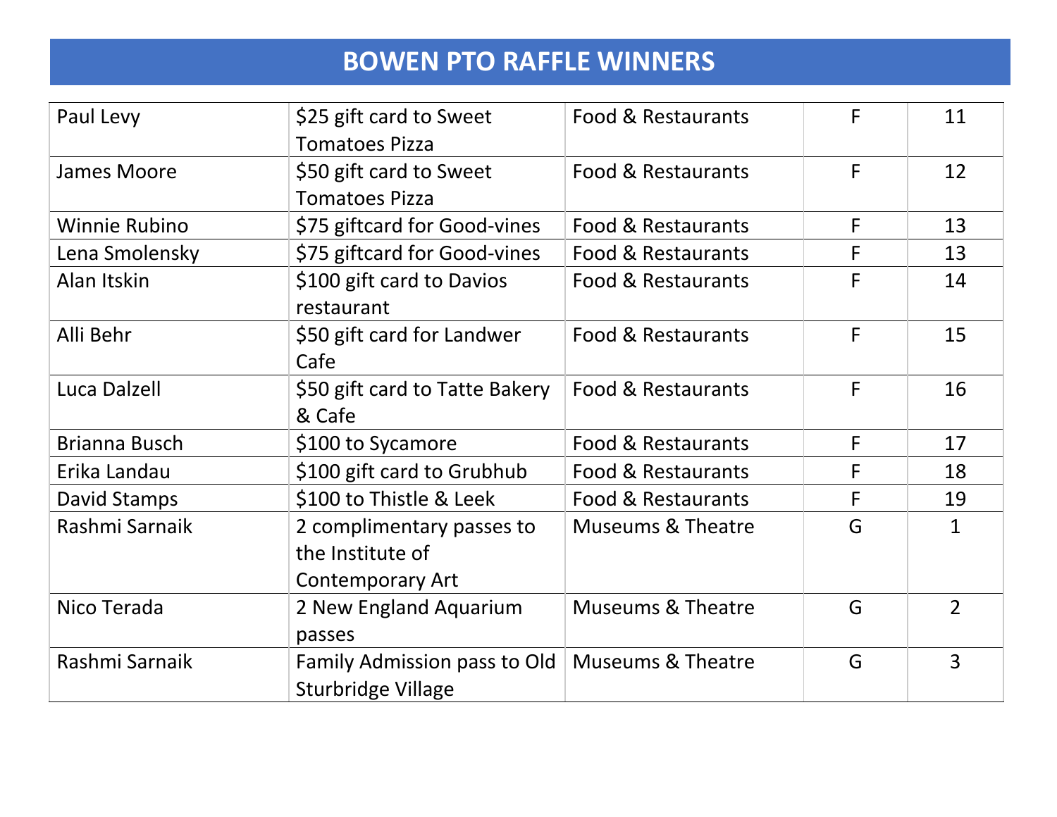# BOWEN PTO RAFFLE WINNERS

| | | | | |
|---|---|---|---|---|
| Paul Levy | $25 gift card to Sweet Tomatoes Pizza | Food & Restaurants | F | 11 |
| James Moore | $50 gift card to Sweet Tomatoes Pizza | Food & Restaurants | F | 12 |
| Winnie Rubino | $75 giftcard for Good-vines | Food & Restaurants | F | 13 |
| Lena Smolensky | $75 giftcard for Good-vines | Food & Restaurants | F | 13 |
| Alan Itskin | $100 gift card to Davios restaurant | Food & Restaurants | F | 14 |
| Alli Behr | $50 gift card for Landwer Cafe | Food & Restaurants | F | 15 |
| Luca Dalzell | $50 gift card to Tatte Bakery & Cafe | Food & Restaurants | F | 16 |
| Brianna Busch | $100 to Sycamore | Food & Restaurants | F | 17 |
| Erika Landau | $100 gift card to Grubhub | Food & Restaurants | F | 18 |
| David Stamps | $100 to Thistle & Leek | Food & Restaurants | F | 19 |
| Rashmi Sarnaik | 2 complimentary passes to the Institute of Contemporary Art | Museums & Theatre | G | 1 |
| Nico Terada | 2 New England Aquarium passes | Museums & Theatre | G | 2 |
| Rashmi Sarnaik | Family Admission pass to Old Sturbridge Village | Museums & Theatre | G | 3 |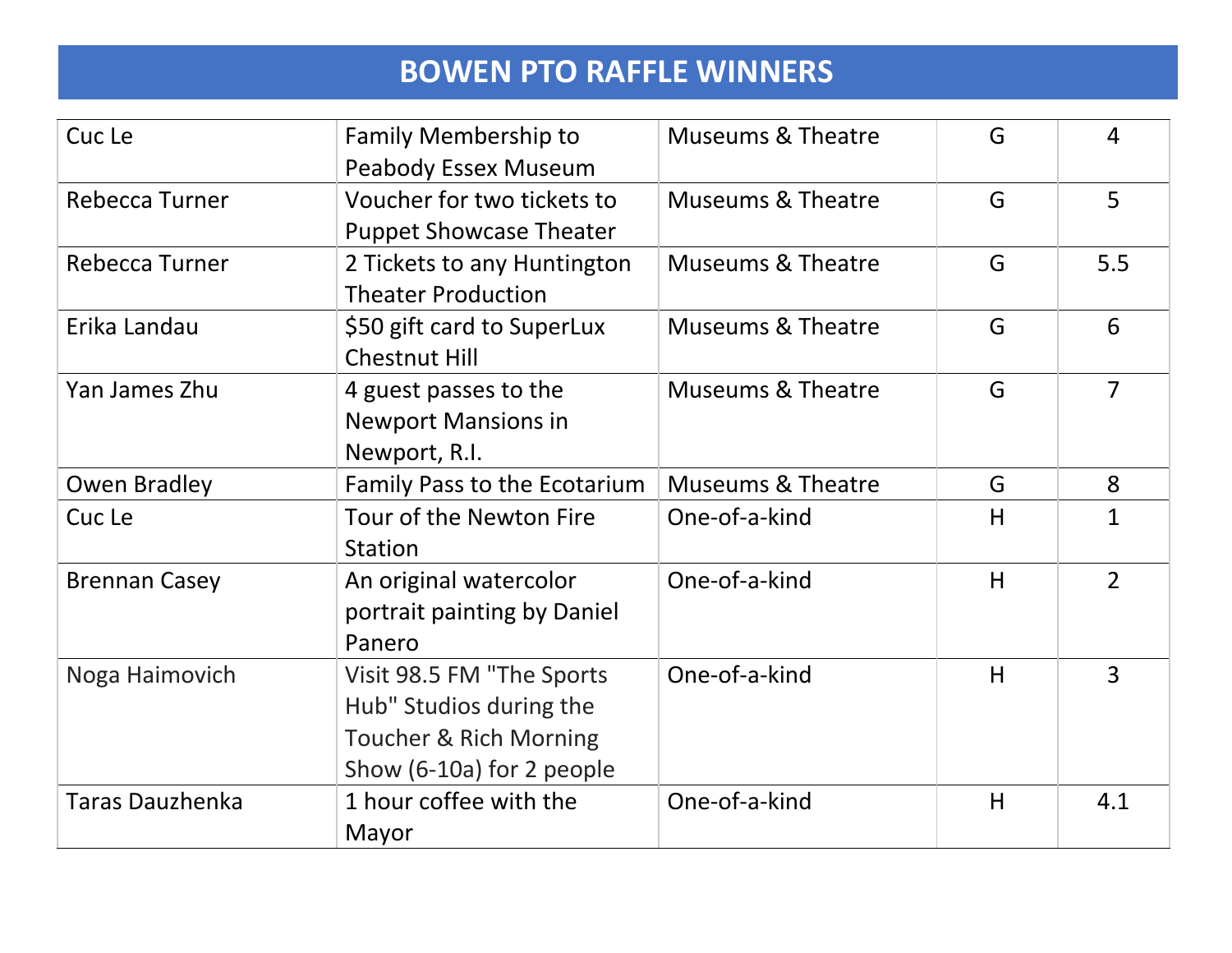# BOWEN PTO RAFFLE WINNERS

| | | | | |
|---|---|---|---|---|
| Cuc Le | Family Membership to Peabody Essex Museum | Museums & Theatre | G | 4 |
| Rebecca Turner | Voucher for two tickets to Puppet Showcase Theater | Museums & Theatre | G | 5 |
| Rebecca Turner | 2 Tickets to any Huntington Theater Production | Museums & Theatre | G | 5.5 |
| Erika Landau | $50 gift card to SuperLux Chestnut Hill | Museums & Theatre | G | 6 |
| Yan James Zhu | 4 guest passes to the Newport Mansions in Newport, R.I. | Museums & Theatre | G | 7 |
| Owen Bradley | Family Pass to the Ecotarium | Museums & Theatre | G | 8 |
| Cuc Le | Tour of the Newton Fire Station | One-of-a-kind | H | 1 |
| Brennan Casey | An original watercolor portrait painting by Daniel Panero | One-of-a-kind | H | 2 |
| Noga Haimovich | Visit 98.5 FM "The Sports Hub" Studios during the Toucher & Rich Morning Show (6-10a) for 2 people | One-of-a-kind | H | 3 |
| Taras Dauzhenka | 1 hour coffee with the Mayor | One-of-a-kind | H | 4.1 |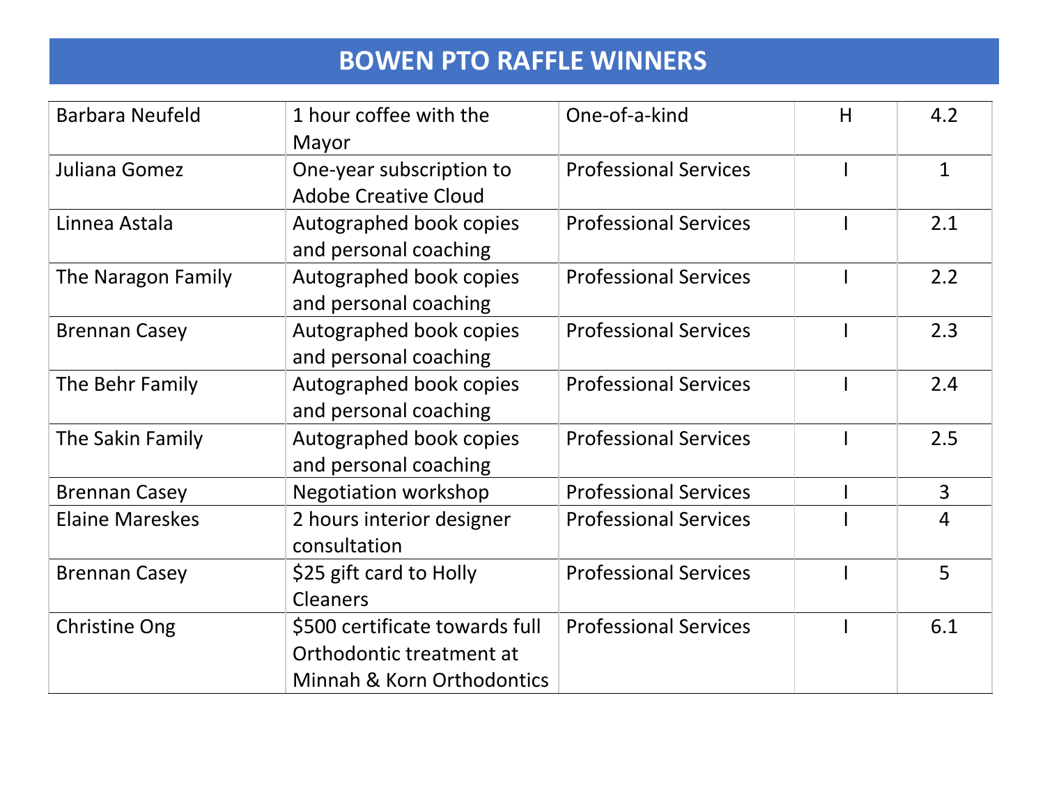# BOWEN PTO RAFFLE WINNERS

| | | | | |
|---|---|---|---|---|
| Barbara Neufeld | 1 hour coffee with the Mayor | One-of-a-kind | H | 4.2 |
| Juliana Gomez | One-year subscription to Adobe Creative Cloud | Professional Services | I | 1 |
| Linnea Astala | Autographed book copies and personal coaching | Professional Services | I | 2.1 |
| The Naragon Family | Autographed book copies and personal coaching | Professional Services | I | 2.2 |
| Brennan Casey | Autographed book copies and personal coaching | Professional Services | I | 2.3 |
| The Behr Family | Autographed book copies and personal coaching | Professional Services | I | 2.4 |
| The Sakin Family | Autographed book copies and personal coaching | Professional Services | I | 2.5 |
| Brennan Casey | Negotiation workshop | Professional Services | I | 3 |
| Elaine Mareskes | 2 hours interior designer consultation | Professional Services | I | 4 |
| Brennan Casey | $25 gift card to Holly Cleaners | Professional Services | I | 5 |
| Christine Ong | $500 certificate towards full Orthodontic treatment at Minnah & Korn Orthodontics | Professional Services | I | 6.1 |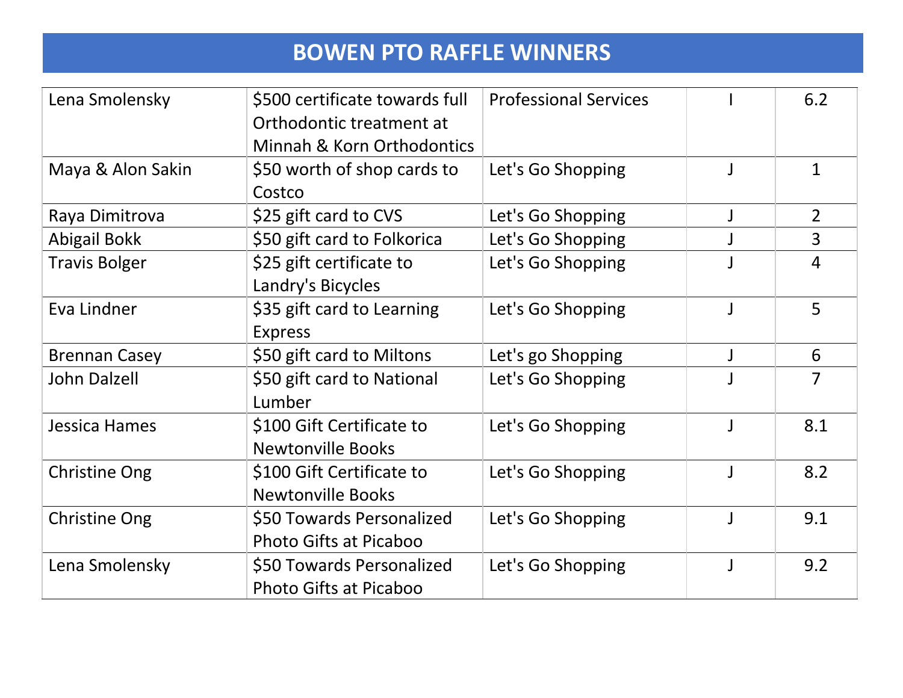# BOWEN PTO RAFFLE WINNERS

| | | | | |
|---|---|---|---|---|
| Lena Smolensky | $500 certificate towards full Orthodontic treatment at Minnah & Korn Orthodontics | Professional Services | I | 6.2 |
| Maya & Alon Sakin | $50 worth of shop cards to Costco | Let's Go Shopping | J | 1 |
| Raya Dimitrova | $25 gift card to CVS | Let's Go Shopping | J | 2 |
| Abigail Bokk | $50 gift card to Folkorica | Let's Go Shopping | J | 3 |
| Travis Bolger | $25 gift certificate to Landry's Bicycles | Let's Go Shopping | J | 4 |
| Eva Lindner | $35 gift card to Learning Express | Let's Go Shopping | J | 5 |
| Brennan Casey | $50 gift card to Miltons | Let's go Shopping | J | 6 |
| John Dalzell | $50 gift card to National Lumber | Let's Go Shopping | J | 7 |
| Jessica Hames | $100 Gift Certificate to Newtonville Books | Let's Go Shopping | J | 8.1 |
| Christine Ong | $100 Gift Certificate to Newtonville Books | Let's Go Shopping | J | 8.2 |
| Christine Ong | $50 Towards Personalized Photo Gifts at Picaboo | Let's Go Shopping | J | 9.1 |
| Lena Smolensky | $50 Towards Personalized Photo Gifts at Picaboo | Let's Go Shopping | J | 9.2 |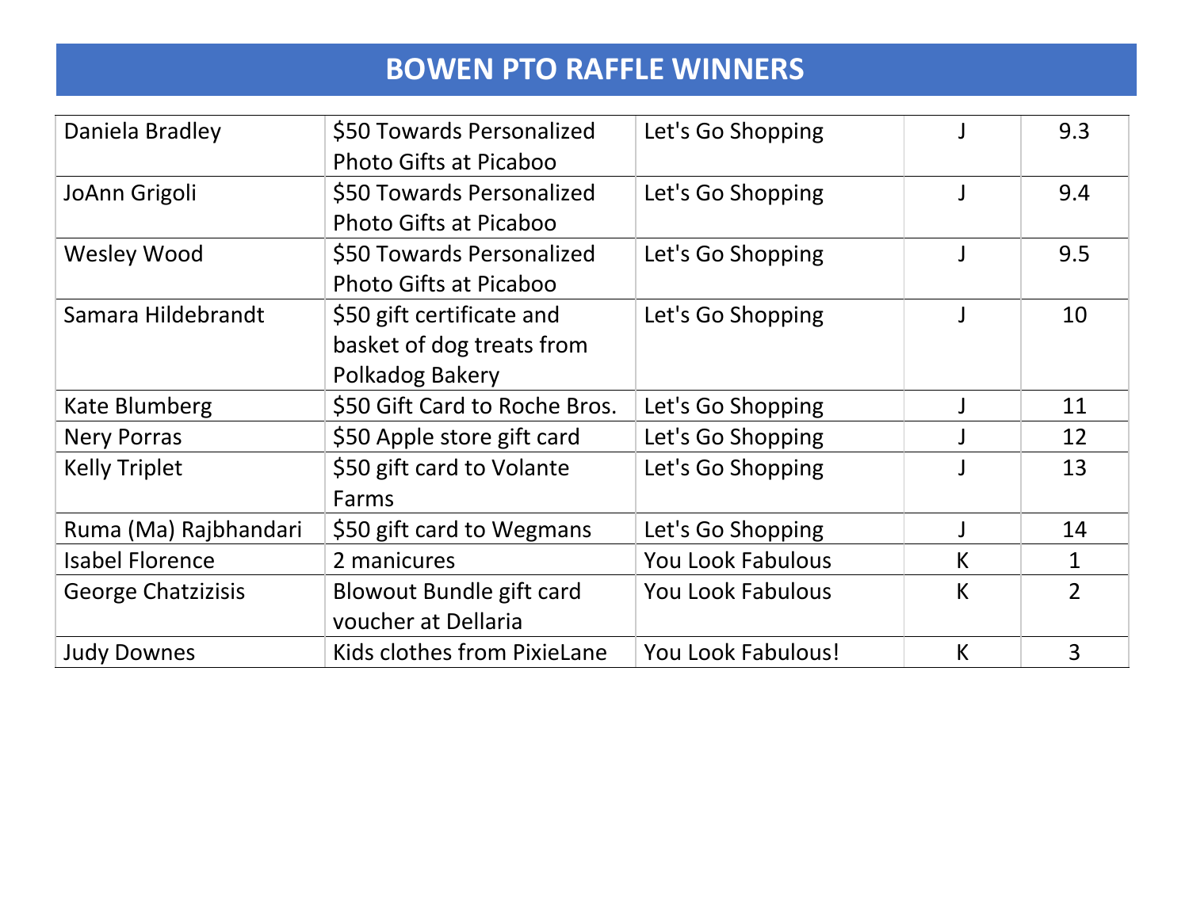# BOWEN PTO RAFFLE WINNERS

| | | | | |
|---|---|---|---|---|
| Daniela Bradley | $50 Towards Personalized Photo Gifts at Picaboo | Let's Go Shopping | J | 9.3 |
| JoAnn Grigoli | $50 Towards Personalized Photo Gifts at Picaboo | Let's Go Shopping | J | 9.4 |
| Wesley Wood | $50 Towards Personalized Photo Gifts at Picaboo | Let's Go Shopping | J | 9.5 |
| Samara Hildebrandt | $50 gift certificate and basket of dog treats from Polkadog Bakery | Let's Go Shopping | J | 10 |
| Kate Blumberg | $50 Gift Card to Roche Bros. | Let's Go Shopping | J | 11 |
| Nery Porras | $50 Apple store gift card | Let's Go Shopping | J | 12 |
| Kelly Triplet | $50 gift card to Volante Farms | Let's Go Shopping | J | 13 |
| Ruma (Ma) Rajbhandari | $50 gift card to Wegmans | Let's Go Shopping | J | 14 |
| Isabel Florence | 2 manicures | You Look Fabulous | K | 1 |
| George Chatzizisis | Blowout Bundle gift card voucher at Dellaria | You Look Fabulous | K | 2 |
| Judy Downes | Kids clothes from PixieLane | You Look Fabulous! | K | 3 |